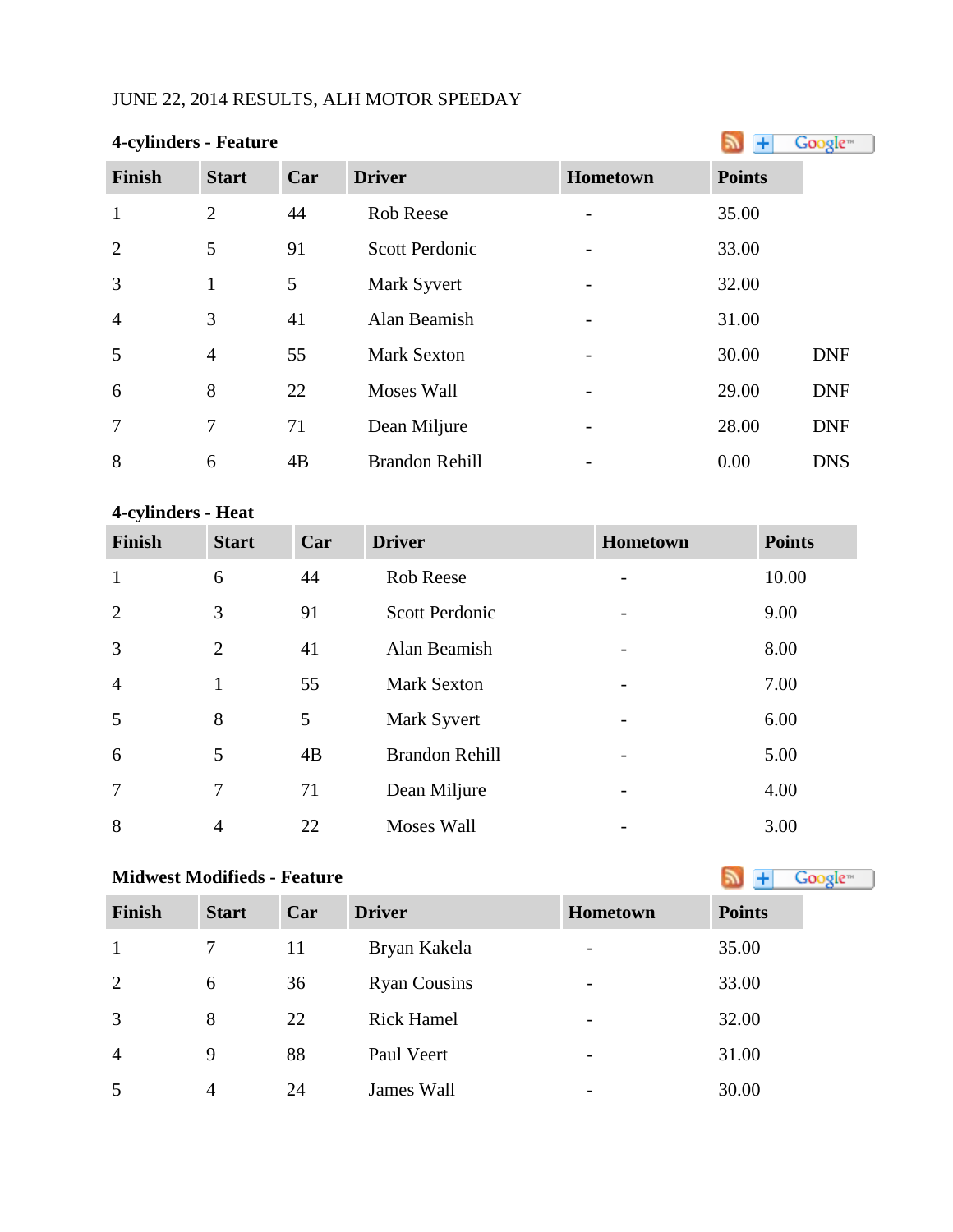JUNE 22, 2014 RESULTS, ALH MOTOR SPEEDAY

**4-cylinders - Feature**

| Finish | Start | Car | Driver | Hometown | Points | |
|---|---|---|---|---|---|---|
| 1 | 2 | 44 | Rob Reese | - | 35.00 | |
| 2 | 5 | 91 | Scott Perdonic | - | 33.00 | |
| 3 | 1 | 5 | Mark Syvert | - | 32.00 | |
| 4 | 3 | 41 | Alan Beamish | - | 31.00 | |
| 5 | 4 | 55 | Mark Sexton | - | 30.00 | DNF |
| 6 | 8 | 22 | Moses Wall | - | 29.00 | DNF |
| 7 | 7 | 71 | Dean Miljure | - | 28.00 | DNF |
| 8 | 6 | 4B | Brandon Rehill | - | 0.00 | DNS |

**4-cylinders - Heat**

| Finish | Start | Car | Driver | Hometown | Points |
|---|---|---|---|---|---|
| 1 | 6 | 44 | Rob Reese | - | 10.00 |
| 2 | 3 | 91 | Scott Perdonic | - | 9.00 |
| 3 | 2 | 41 | Alan Beamish | - | 8.00 |
| 4 | 1 | 55 | Mark Sexton | - | 7.00 |
| 5 | 8 | 5 | Mark Syvert | - | 6.00 |
| 6 | 5 | 4B | Brandon Rehill | - | 5.00 |
| 7 | 7 | 71 | Dean Miljure | - | 4.00 |
| 8 | 4 | 22 | Moses Wall | - | 3.00 |

**Midwest Modifieds - Feature**

| Finish | Start | Car | Driver | Hometown | Points |
|---|---|---|---|---|---|
| 1 | 7 | 11 | Bryan Kakela | - | 35.00 |
| 2 | 6 | 36 | Ryan Cousins | - | 33.00 |
| 3 | 8 | 22 | Rick Hamel | - | 32.00 |
| 4 | 9 | 88 | Paul Veert | - | 31.00 |
| 5 | 4 | 24 | James Wall | - | 30.00 |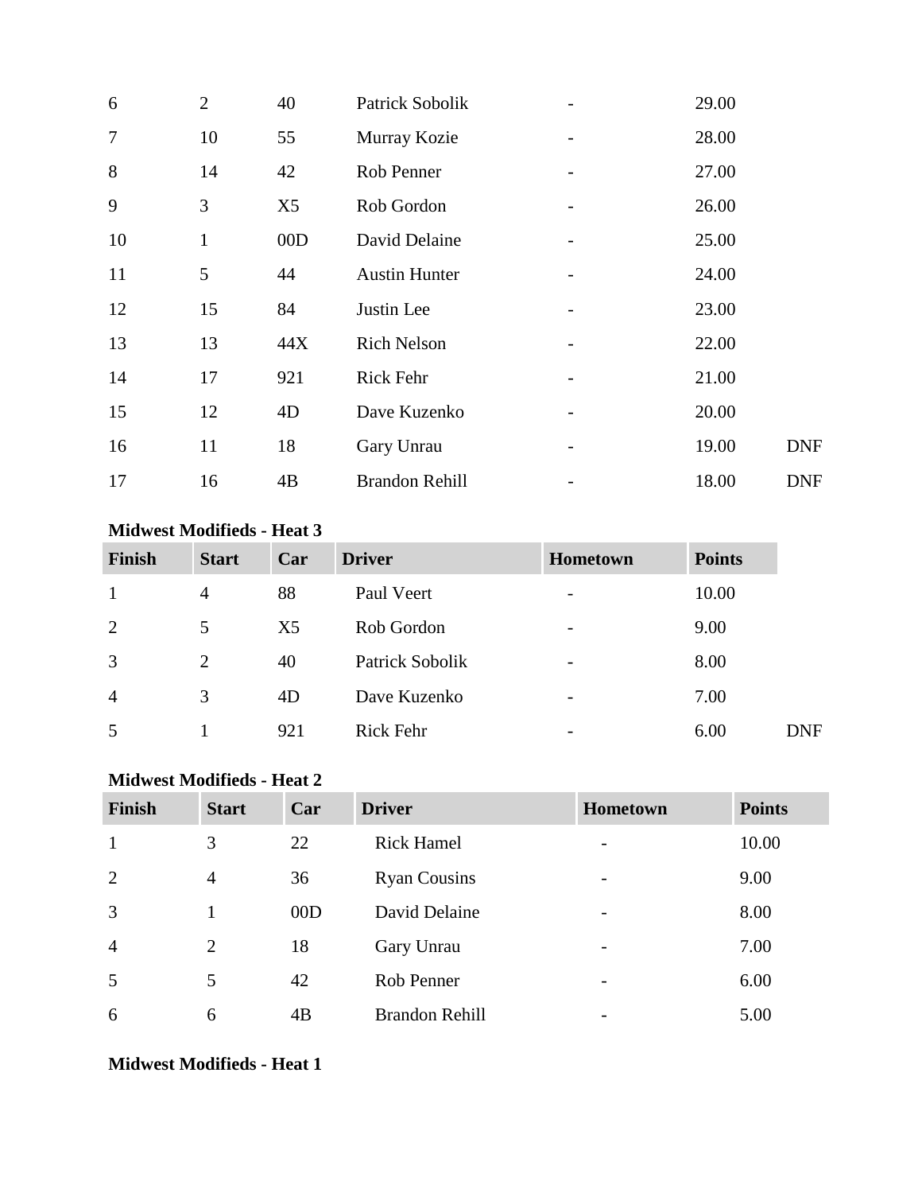| | | | | | | |
|---|---|---|---|---|---|---|
| 6 | 2 | 40 | Patrick Sobolik | - | 29.00 | |
| 7 | 10 | 55 | Murray Kozie | - | 28.00 | |
| 8 | 14 | 42 | Rob Penner | - | 27.00 | |
| 9 | 3 | X5 | Rob Gordon | - | 26.00 | |
| 10 | 1 | 00D | David Delaine | - | 25.00 | |
| 11 | 5 | 44 | Austin Hunter | - | 24.00 | |
| 12 | 15 | 84 | Justin Lee | - | 23.00 | |
| 13 | 13 | 44X | Rich Nelson | - | 22.00 | |
| 14 | 17 | 921 | Rick Fehr | - | 21.00 | |
| 15 | 12 | 4D | Dave Kuzenko | - | 20.00 | |
| 16 | 11 | 18 | Gary Unrau | - | 19.00 | DNF |
| 17 | 16 | 4B | Brandon Rehill | - | 18.00 | DNF |

**Midwest Modifieds - Heat 3**

| Finish | Start | Car | Driver | Hometown | Points | |
|---|---|---|---|---|---|---|
| 1 | 4 | 88 | Paul Veert | - | 10.00 | |
| 2 | 5 | X5 | Rob Gordon | - | 9.00 | |
| 3 | 2 | 40 | Patrick Sobolik | - | 8.00 | |
| 4 | 3 | 4D | Dave Kuzenko | - | 7.00 | |
| 5 | 1 | 921 | Rick Fehr | - | 6.00 | DNF |

**Midwest Modifieds - Heat 2**

| Finish | Start | Car | Driver | Hometown | Points |
|---|---|---|---|---|---|
| 1 | 3 | 22 | Rick Hamel | - | 10.00 |
| 2 | 4 | 36 | Ryan Cousins | - | 9.00 |
| 3 | 1 | 00D | David Delaine | - | 8.00 |
| 4 | 2 | 18 | Gary Unrau | - | 7.00 |
| 5 | 5 | 42 | Rob Penner | - | 6.00 |
| 6 | 6 | 4B | Brandon Rehill | - | 5.00 |

**Midwest Modifieds - Heat 1**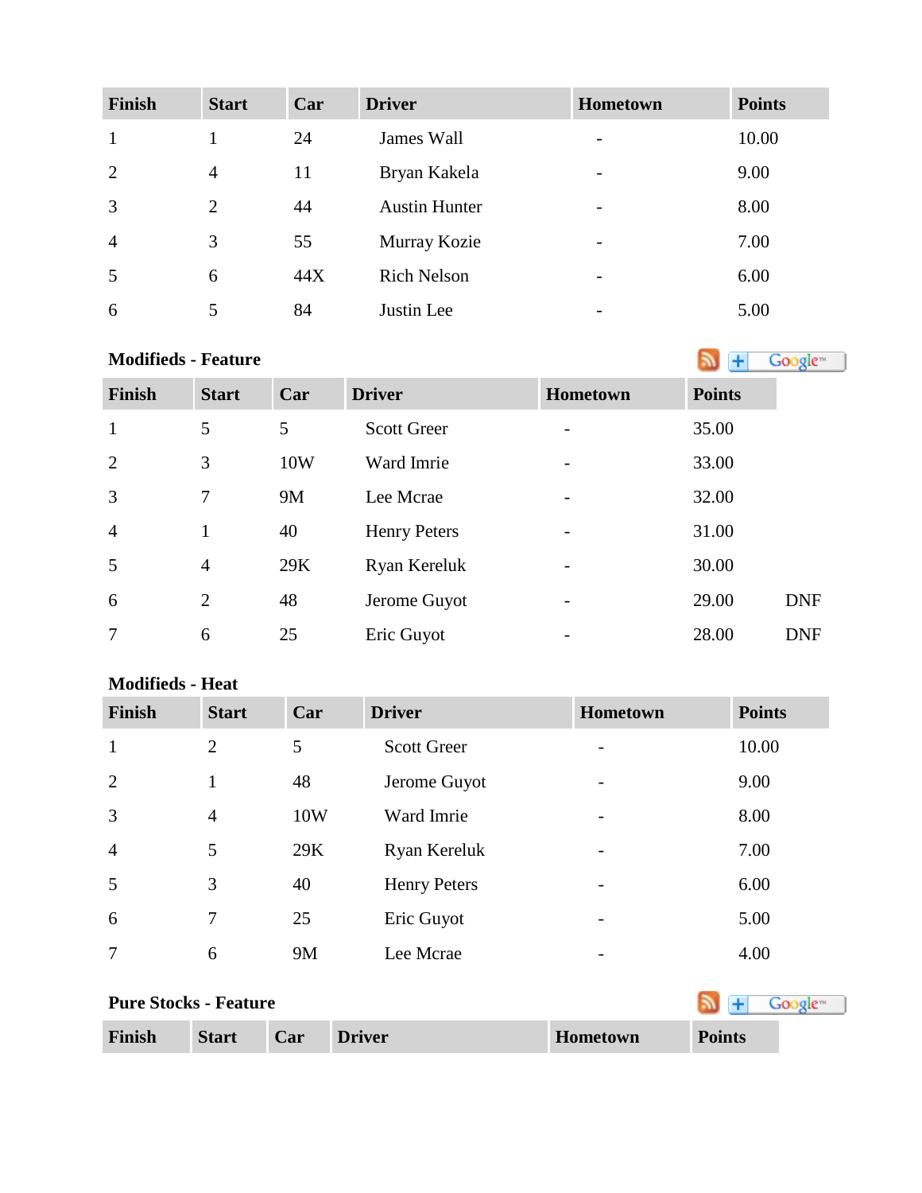| Finish | Start | Car | Driver | Hometown | Points |
|---|---|---|---|---|---|
| 1 | 1 | 24 | James Wall | - | 10.00 |
| 2 | 4 | 11 | Bryan Kakela | - | 9.00 |
| 3 | 2 | 44 | Austin Hunter | - | 8.00 |
| 4 | 3 | 55 | Murray Kozie | - | 7.00 |
| 5 | 6 | 44X | Rich Nelson | - | 6.00 |
| 6 | 5 | 84 | Justin Lee | - | 5.00 |

**Modifieds - Feature**

| Finish | Start | Car | Driver | Hometown | Points | |
|---|---|---|---|---|---|---|
| 1 | 5 | 5 | Scott Greer | - | 35.00 | |
| 2 | 3 | 10W | Ward Imrie | - | 33.00 | |
| 3 | 7 | 9M | Lee Mcrae | - | 32.00 | |
| 4 | 1 | 40 | Henry Peters | - | 31.00 | |
| 5 | 4 | 29K | Ryan Kereluk | - | 30.00 | |
| 6 | 2 | 48 | Jerome Guyot | - | 29.00 | DNF |
| 7 | 6 | 25 | Eric Guyot | - | 28.00 | DNF |

**Modifieds - Heat**

| Finish | Start | Car | Driver | Hometown | Points |
|---|---|---|---|---|---|
| 1 | 2 | 5 | Scott Greer | - | 10.00 |
| 2 | 1 | 48 | Jerome Guyot | - | 9.00 |
| 3 | 4 | 10W | Ward Imrie | - | 8.00 |
| 4 | 5 | 29K | Ryan Kereluk | - | 7.00 |
| 5 | 3 | 40 | Henry Peters | - | 6.00 |
| 6 | 7 | 25 | Eric Guyot | - | 5.00 |
| 7 | 6 | 9M | Lee Mcrae | - | 4.00 |

**Pure Stocks - Feature**

| Finish | Start | Car | Driver | Hometown | Points |
|---|---|---|---|---|---|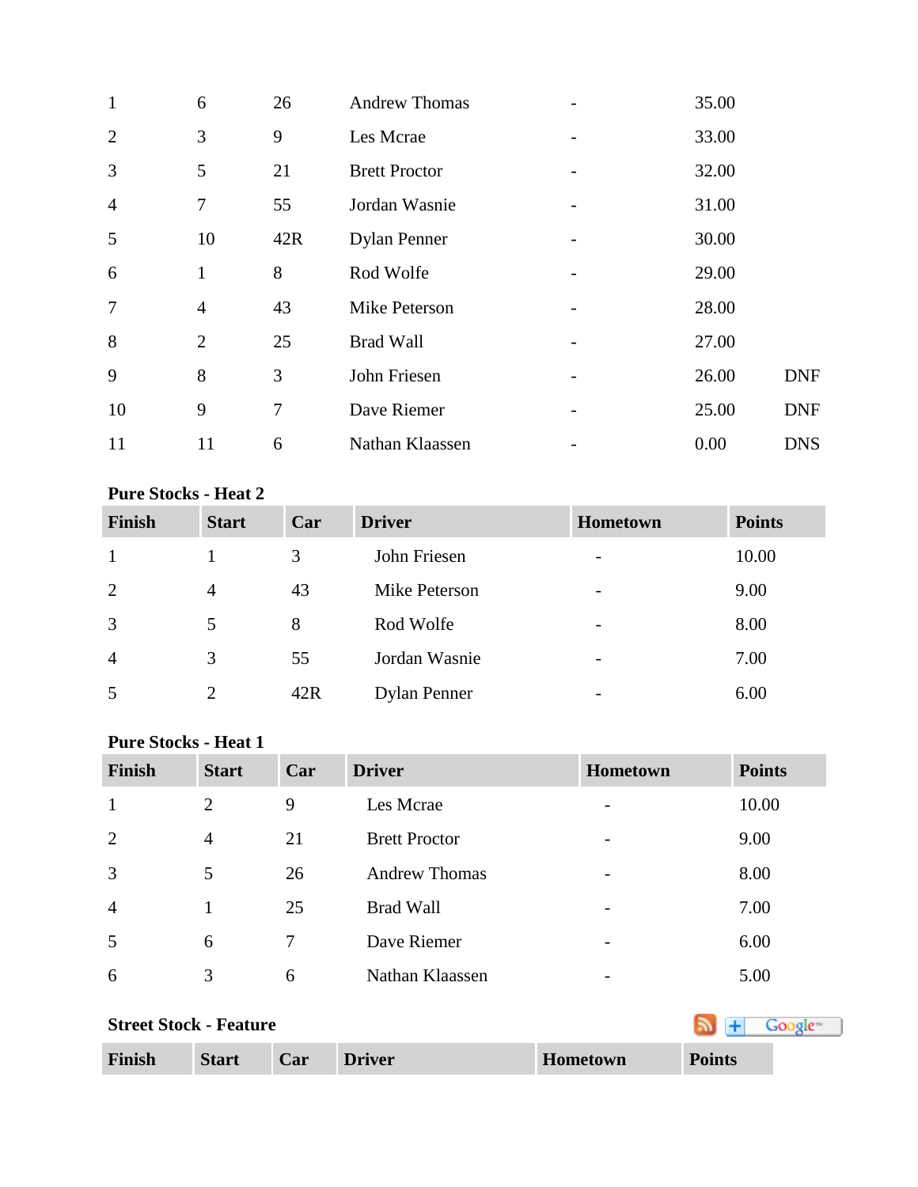| Finish | Start | Car | Driver | Hometown | Points | |
|---|---|---|---|---|---|---|
| 1 | 6 | 26 | Andrew Thomas | - | 35.00 | |
| 2 | 3 | 9 | Les Mcrae | - | 33.00 | |
| 3 | 5 | 21 | Brett Proctor | - | 32.00 | |
| 4 | 7 | 55 | Jordan Wasnie | - | 31.00 | |
| 5 | 10 | 42R | Dylan Penner | - | 30.00 | |
| 6 | 1 | 8 | Rod Wolfe | - | 29.00 | |
| 7 | 4 | 43 | Mike Peterson | - | 28.00 | |
| 8 | 2 | 25 | Brad Wall | - | 27.00 | |
| 9 | 8 | 3 | John Friesen | - | 26.00 | DNF |
| 10 | 9 | 7 | Dave Riemer | - | 25.00 | DNF |
| 11 | 11 | 6 | Nathan Klaassen | - | 0.00 | DNS |

**Pure Stocks - Heat 2**

| Finish | Start | Car | Driver | Hometown | Points |
|---|---|---|---|---|---|
| 1 | 1 | 3 | John Friesen | - | 10.00 |
| 2 | 4 | 43 | Mike Peterson | - | 9.00 |
| 3 | 5 | 8 | Rod Wolfe | - | 8.00 |
| 4 | 3 | 55 | Jordan Wasnie | - | 7.00 |
| 5 | 2 | 42R | Dylan Penner | - | 6.00 |

**Pure Stocks - Heat 1**

| Finish | Start | Car | Driver | Hometown | Points |
|---|---|---|---|---|---|
| 1 | 2 | 9 | Les Mcrae | - | 10.00 |
| 2 | 4 | 21 | Brett Proctor | - | 9.00 |
| 3 | 5 | 26 | Andrew Thomas | - | 8.00 |
| 4 | 1 | 25 | Brad Wall | - | 7.00 |
| 5 | 6 | 7 | Dave Riemer | - | 6.00 |
| 6 | 3 | 6 | Nathan Klaassen | - | 5.00 |

**Street Stock - Feature**

| Finish | Start | Car | Driver | Hometown | Points |
|---|---|---|---|---|---|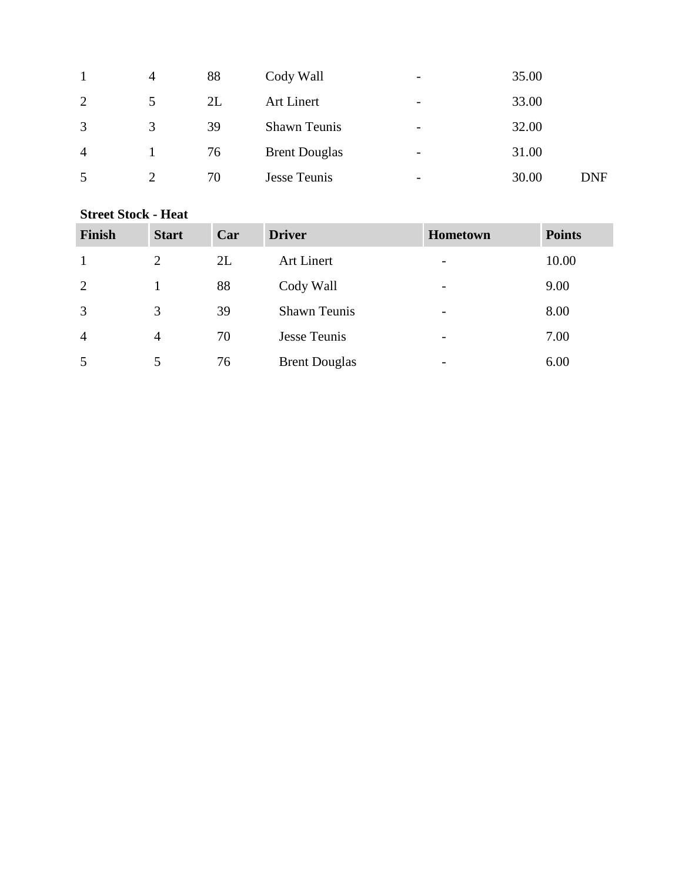| | | | | | | |
|---|---|---|---|---|---|---|
| 1 | 4 | 88 | Cody Wall | - | 35.00 | |
| 2 | 5 | 2L | Art Linert | - | 33.00 | |
| 3 | 3 | 39 | Shawn Teunis | - | 32.00 | |
| 4 | 1 | 76 | Brent Douglas | - | 31.00 | |
| 5 | 2 | 70 | Jesse Teunis | - | 30.00 | DNF |

**Street Stock - Heat**

| Finish | Start | Car | Driver | Hometown | Points |
|---|---|---|---|---|---|
| 1 | 2 | 2L | Art Linert | - | 10.00 |
| 2 | 1 | 88 | Cody Wall | - | 9.00 |
| 3 | 3 | 39 | Shawn Teunis | - | 8.00 |
| 4 | 4 | 70 | Jesse Teunis | - | 7.00 |
| 5 | 5 | 76 | Brent Douglas | - | 6.00 |